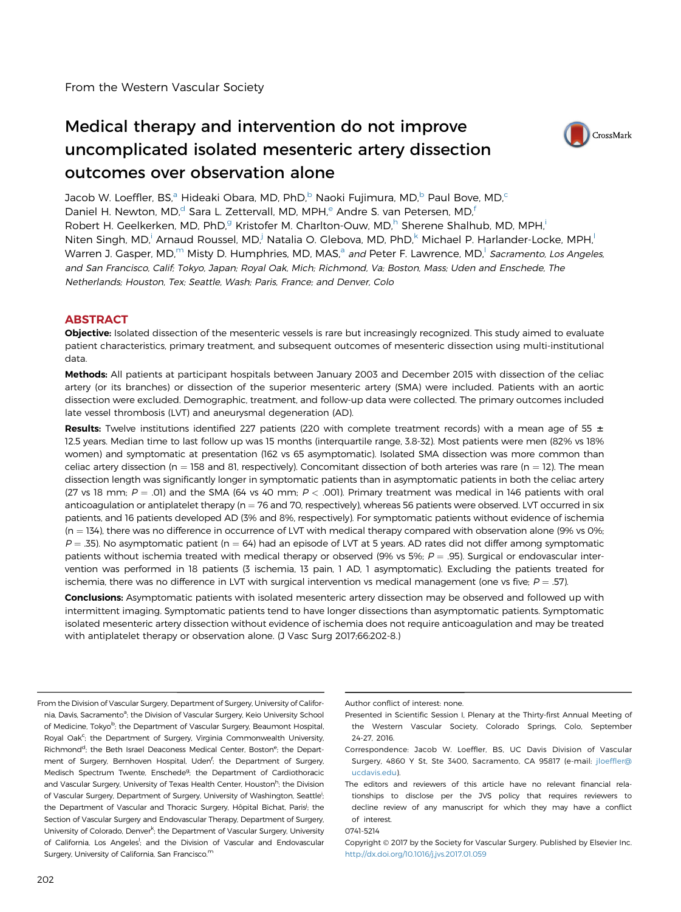From the Western Vascular Society

# Medical therapy and intervention do not improve uncomplicated isolated mesenteric artery dissection outcomes over observation alone

Jacob W. Loeffler, BS,[a] Hideaki Obara, MD, PhD,[b] Naoki Fujimura, MD,[b] Paul Bove, MD,[c] Daniel H. Newton, MD,[d] Sara L. Zettervall, MD, MPH,[e] Andre S. van Petersen, MD,[f] Robert H. Geelkerken, MD, PhD,[g] Kristofer M. Charlton-Ouw, MD,[h] Sherene Shalhub, MD, MPH,[i] Niten Singh, MD,[i] Arnaud Roussel, MD,[j] Natalia O. Glebova, MD, PhD,[k] Michael P. Harlander-Locke, MPH,[l] Warren J. Gasper, MD,[m] Misty D. Humphries, MD, MAS,[a] *and* Peter F. Lawrence, MD,[l] *Sacramento, Los Angeles, and San Francisco, Calif; Tokyo, Japan; Royal Oak, Mich; Richmond, Va; Boston, Mass; Uden and Enschede, The Netherlands; Houston, Tex; Seattle, Wash; Paris, France; and Denver, Colo*

## ABSTRACT

**Objective:** Isolated dissection of the mesenteric vessels is rare but increasingly recognized. This study aimed to evaluate patient characteristics, primary treatment, and subsequent outcomes of mesenteric dissection using multi-institutional data.

**Methods:** All patients at participant hospitals between January 2003 and December 2015 with dissection of the celiac artery (or its branches) or dissection of the superior mesenteric artery (SMA) were included. Patients with an aortic dissection were excluded. Demographic, treatment, and follow-up data were collected. The primary outcomes included late vessel thrombosis (LVT) and aneurysmal degeneration (AD).

**Results:** Twelve institutions identified 227 patients (220 with complete treatment records) with a mean age of 55 ± 12.5 years. Median time to last follow up was 15 months (interquartile range, 3.8-32). Most patients were men (82% vs 18% women) and symptomatic at presentation (162 vs 65 asymptomatic). Isolated SMA dissection was more common than celiac artery dissection (n = 158 and 81, respectively). Concomitant dissection of both arteries was rare (n = 12). The mean dissection length was significantly longer in symptomatic patients than in asymptomatic patients in both the celiac artery (27 vs 18 mm; $P = .01$) and the SMA (64 vs 40 mm; $P < .001$). Primary treatment was medical in 146 patients with oral anticoagulation or antiplatelet therapy (n = 76 and 70, respectively), whereas 56 patients were observed. LVT occurred in six patients, and 16 patients developed AD (3% and 8%, respectively). For symptomatic patients without evidence of ischemia (n = 134), there was no difference in occurrence of LVT with medical therapy compared with observation alone (9% vs 0%; $P = .35$). No asymptomatic patient (n = 64) had an episode of LVT at 5 years. AD rates did not differ among symptomatic patients without ischemia treated with medical therapy or observed (9% vs 5%; $P = .95$). Surgical or endovascular intervention was performed in 18 patients (3 ischemia, 13 pain, 1 AD, 1 asymptomatic). Excluding the patients treated for ischemia, there was no difference in LVT with surgical intervention vs medical management (one vs five; $P = .57$).

**Conclusions:** Asymptomatic patients with isolated mesenteric artery dissection may be observed and followed up with intermittent imaging. Symptomatic patients tend to have longer dissections than asymptomatic patients. Symptomatic isolated mesenteric artery dissection without evidence of ischemia does not require anticoagulation and may be treated with antiplatelet therapy or observation alone. (J Vasc Surg 2017;66:202-8.)

From the Division of Vascular Surgery, Department of Surgery, University of California, Davis, Sacramento[a]; the Division of Vascular Surgery, Keio University School of Medicine, Tokyo[b]; the Department of Vascular Surgery, Beaumont Hospital, Royal Oak[c]; the Department of Surgery, Virginia Commonwealth University, Richmond[d]; the Beth Israel Deaconess Medical Center, Boston[e]; the Department of Surgery, Bernhoven Hospital, Uden[f]; the Department of Surgery, Medisch Spectrum Twente, Enschede[g]; the Department of Cardiothoracic and Vascular Surgery, University of Texas Health Center, Houston[h]; the Division of Vascular Surgery, Department of Surgery, University of Washington, Seattle[i]; the Department of Vascular and Thoracic Surgery, Hôpital Bichat, Paris[j]; the Section of Vascular Surgery and Endovascular Therapy, Department of Surgery, University of Colorado, Denver[k]; the Department of Vascular Surgery, University of California, Los Angeles[l]; and the Division of Vascular and Endovascular Surgery, University of California, San Francisco.[m]

Author conflict of interest: none.

Presented in Scientific Session I, Plenary at the Thirty-first Annual Meeting of the Western Vascular Society, Colorado Springs, Colo, September 24-27, 2016.

Correspondence: Jacob W. Loeffler, BS, UC Davis Division of Vascular Surgery, 4860 Y St, Ste 3400, Sacramento, CA 95817 (e-mail: jloeffler@ucdavis.edu).

The editors and reviewers of this article have no relevant financial relationships to disclose per the JVS policy that requires reviewers to decline review of any manuscript for which they may have a conflict of interest.

0741-5214

Copyright © 2017 by the Society for Vascular Surgery. Published by Elsevier Inc.
http://dx.doi.org/10.1016/j.jvs.2017.01.059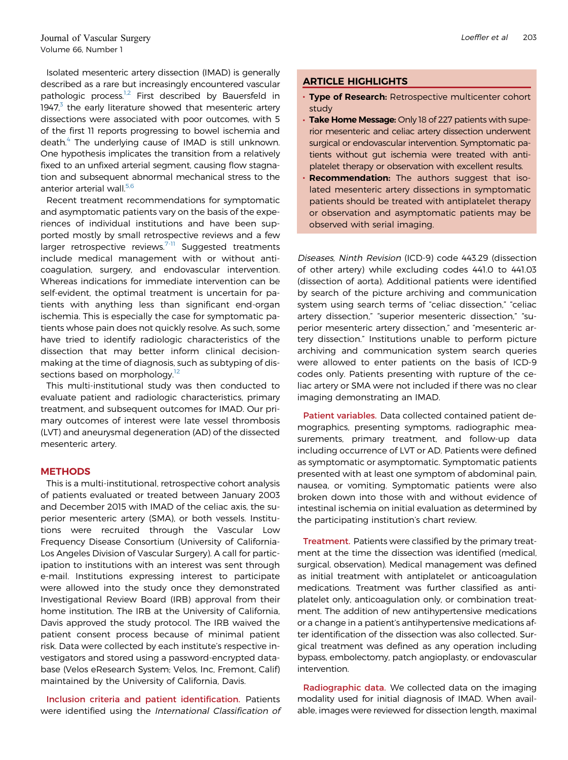Isolated mesenteric artery dissection (IMAD) is generally described as a rare but increasingly encountered vascular pathologic process.[1,2] First described by Bauersfeld in 1947,[3] the early literature showed that mesenteric artery dissections were associated with poor outcomes, with 5 of the first 11 reports progressing to bowel ischemia and death.[4] The underlying cause of IMAD is still unknown. One hypothesis implicates the transition from a relatively fixed to an unfixed arterial segment, causing flow stagnation and subsequent abnormal mechanical stress to the anterior arterial wall.[5,6]

Recent treatment recommendations for symptomatic and asymptomatic patients vary on the basis of the experiences of individual institutions and have been supported mostly by small retrospective reviews and a few larger retrospective reviews.[7-11] Suggested treatments include medical management with or without anticoagulation, surgery, and endovascular intervention. Whereas indications for immediate intervention can be self-evident, the optimal treatment is uncertain for patients with anything less than significant end-organ ischemia. This is especially the case for symptomatic patients whose pain does not quickly resolve. As such, some have tried to identify radiologic characteristics of the dissection that may better inform clinical decision-making at the time of diagnosis, such as subtyping of dissections based on morphology.[12]

This multi-institutional study was then conducted to evaluate patient and radiologic characteristics, primary treatment, and subsequent outcomes for IMAD. Our primary outcomes of interest were late vessel thrombosis (LVT) and aneurysmal degeneration (AD) of the dissected mesenteric artery.

## ARTICLE HIGHLIGHTS

- **Type of Research:** Retrospective multicenter cohort study
- **Take Home Message:** Only 18 of 227 patients with superior mesenteric and celiac artery dissection underwent surgical or endovascular intervention. Symptomatic patients without gut ischemia were treated with antiplatelet therapy or observation with excellent results.
- **Recommendation:** The authors suggest that isolated mesenteric artery dissections in symptomatic patients should be treated with antiplatelet therapy or observation and asymptomatic patients may be observed with serial imaging.

## METHODS

This is a multi-institutional, retrospective cohort analysis of patients evaluated or treated between January 2003 and December 2015 with IMAD of the celiac axis, the superior mesenteric artery (SMA), or both vessels. Institutions were recruited through the Vascular Low Frequency Disease Consortium (University of California-Los Angeles Division of Vascular Surgery). A call for participation to institutions with an interest was sent through e-mail. Institutions expressing interest to participate were allowed into the study once they demonstrated Investigational Review Board (IRB) approval from their home institution. The IRB at the University of California, Davis approved the study protocol. The IRB waived the patient consent process because of minimal patient risk. Data were collected by each institute's respective investigators and stored using a password-encrypted database (Velos eResearch System; Velos, Inc, Fremont, Calif) maintained by the University of California, Davis.

**Inclusion criteria and patient identification.** Patients were identified using the *International Classification of Diseases, Ninth Revision* (ICD-9) code 443.29 (dissection of other artery) while excluding codes 441.0 to 441.03 (dissection of aorta). Additional patients were identified by search of the picture archiving and communication system using search terms of "celiac dissection," "celiac artery dissection," "superior mesenteric dissection," "superior mesenteric artery dissection," and "mesenteric artery dissection." Institutions unable to perform picture archiving and communication system search queries were allowed to enter patients on the basis of ICD-9 codes only. Patients presenting with rupture of the celiac artery or SMA were not included if there was no clear imaging demonstrating an IMAD.

**Patient variables.** Data collected contained patient demographics, presenting symptoms, radiographic measurements, primary treatment, and follow-up data including occurrence of LVT or AD. Patients were defined as symptomatic or asymptomatic. Symptomatic patients presented with at least one symptom of abdominal pain, nausea, or vomiting. Symptomatic patients were also broken down into those with and without evidence of intestinal ischemia on initial evaluation as determined by the participating institution's chart review.

**Treatment.** Patients were classified by the primary treatment at the time the dissection was identified (medical, surgical, observation). Medical management was defined as initial treatment with antiplatelet or anticoagulation medications. Treatment was further classified as antiplatelet only, anticoagulation only, or combination treatment. The addition of new antihypertensive medications or a change in a patient's antihypertensive medications after identification of the dissection was also collected. Surgical treatment was defined as any operation including bypass, embolectomy, patch angioplasty, or endovascular intervention.

**Radiographic data.** We collected data on the imaging modality used for initial diagnosis of IMAD. When available, images were reviewed for dissection length, maximal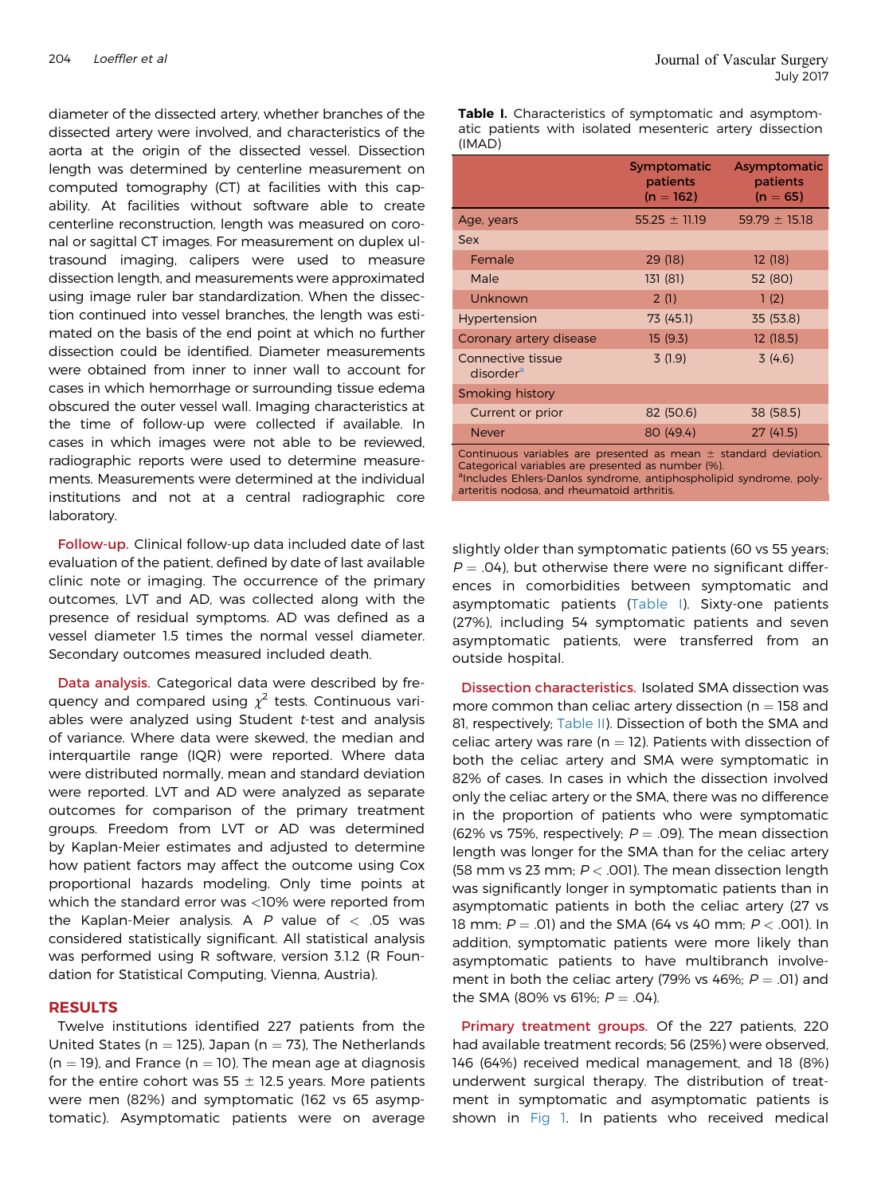diameter of the dissected artery, whether branches of the dissected artery were involved, and characteristics of the aorta at the origin of the dissected vessel. Dissection length was determined by centerline measurement on computed tomography (CT) at facilities with this capability. At facilities without software able to create centerline reconstruction, length was measured on coronal or sagittal CT images. For measurement on duplex ultrasound imaging, calipers were used to measure dissection length, and measurements were approximated using image ruler bar standardization. When the dissection continued into vessel branches, the length was estimated on the basis of the end point at which no further dissection could be identified. Diameter measurements were obtained from inner to inner wall to account for cases in which hemorrhage or surrounding tissue edema obscured the outer vessel wall. Imaging characteristics at the time of follow-up were collected if available. In cases in which images were not able to be reviewed, radiographic reports were used to determine measurements. Measurements were determined at the individual institutions and not at a central radiographic core laboratory.

**Follow-up.** Clinical follow-up data included date of last evaluation of the patient, defined by date of last available clinic note or imaging. The occurrence of the primary outcomes, LVT and AD, was collected along with the presence of residual symptoms. AD was defined as a vessel diameter 1.5 times the normal vessel diameter. Secondary outcomes measured included death.

**Data analysis.** Categorical data were described by frequency and compared using $\chi^2$ tests. Continuous variables were analyzed using Student *t*-test and analysis of variance. Where data were skewed, the median and interquartile range (IQR) were reported. Where data were distributed normally, mean and standard deviation were reported. LVT and AD were analyzed as separate outcomes for comparison of the primary treatment groups. Freedom from LVT or AD was determined by Kaplan-Meier estimates and adjusted to determine how patient factors may affect the outcome using Cox proportional hazards modeling. Only time points at which the standard error was <10% were reported from the Kaplan-Meier analysis. A *P* value of < .05 was considered statistically significant. All statistical analysis was performed using R software, version 3.1.2 (R Foundation for Statistical Computing, Vienna, Austria).

## RESULTS

Twelve institutions identified 227 patients from the United States (n = 125), Japan (n = 73), The Netherlands (n = 19), and France (n = 10). The mean age at diagnosis for the entire cohort was 55 ± 12.5 years. More patients were men (82%) and symptomatic (162 vs 65 asymptomatic). Asymptomatic patients were on average slightly older than symptomatic patients (60 vs 55 years; *P* = .04), but otherwise there were no significant differences in comorbidities between symptomatic and asymptomatic patients (Table I). Sixty-one patients (27%), including 54 symptomatic patients and seven asymptomatic patients, were transferred from an outside hospital.

**Table I.** Characteristics of symptomatic and asymptomatic patients with isolated mesenteric artery dissection (IMAD)

| | Symptomatic patients (n = 162) | Asymptomatic patients (n = 65) |
|---|---|---|
| Age, years | 55.25 ± 11.19 | 59.79 ± 15.18 |
| Sex | | |
| Female | 29 (18) | 12 (18) |
| Male | 131 (81) | 52 (80) |
| Unknown | 2 (1) | 1 (2) |
| Hypertension | 73 (45.1) | 35 (53.8) |
| Coronary artery disease | 15 (9.3) | 12 (18.5) |
| Connective tissue disorder[a] | 3 (1.9) | 3 (4.6) |
| Smoking history | | |
| Current or prior | 82 (50.6) | 38 (58.5) |
| Never | 80 (49.4) | 27 (41.5) |

Continuous variables are presented as mean ± standard deviation. Categorical variables are presented as number (%).
[a]Includes Ehlers-Danlos syndrome, antiphospholipid syndrome, polyarteritis nodosa, and rheumatoid arthritis.

**Dissection characteristics.** Isolated SMA dissection was more common than celiac artery dissection (n = 158 and 81, respectively; Table II). Dissection of both the SMA and celiac artery was rare (n = 12). Patients with dissection of both the celiac artery and SMA were symptomatic in 82% of cases. In cases in which the dissection involved only the celiac artery or the SMA, there was no difference in the proportion of patients who were symptomatic (62% vs 75%, respectively; *P* = .09). The mean dissection length was longer for the SMA than for the celiac artery (58 mm vs 23 mm; *P* < .001). The mean dissection length was significantly longer in symptomatic patients than in asymptomatic patients in both the celiac artery (27 vs 18 mm; *P* = .01) and the SMA (64 vs 40 mm; *P* < .001). In addition, symptomatic patients were more likely than asymptomatic patients to have multibranch involvement in both the celiac artery (79% vs 46%; *P* = .01) and the SMA (80% vs 61%; *P* = .04).

**Primary treatment groups.** Of the 227 patients, 220 had available treatment records; 56 (25%) were observed, 146 (64%) received medical management, and 18 (8%) underwent surgical therapy. The distribution of treatment in symptomatic and asymptomatic patients is shown in Fig 1. In patients who received medical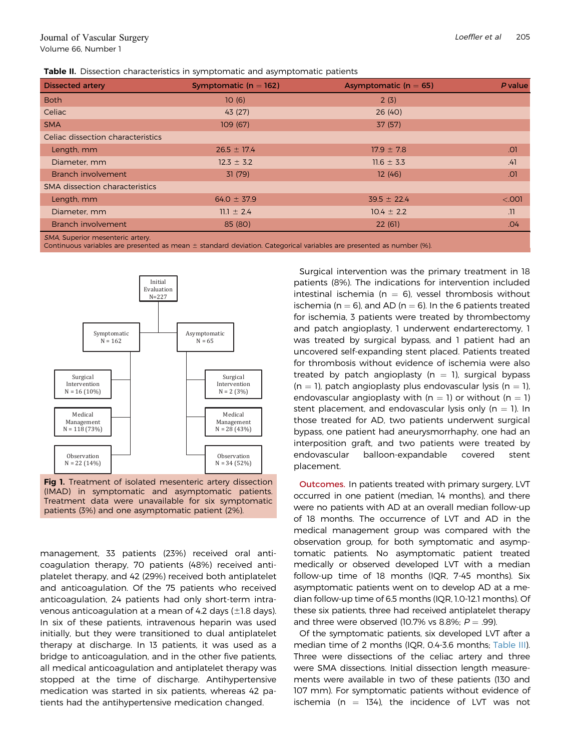**Table II.** Dissection characteristics in symptomatic and asymptomatic patients

| Dissected artery | Symptomatic (n = 162) | Asymptomatic (n = 65) | P value |
|---|---|---|---|
| Both | 10 (6) | 2 (3) | |
| Celiac | 43 (27) | 26 (40) | |
| SMA | 109 (67) | 37 (57) | |
| Celiac dissection characteristics | | | |
| Length, mm | 26.5 ± 17.4 | 17.9 ± 7.8 | .01 |
| Diameter, mm | 12.3 ± 3.2 | 11.6 ± 3.3 | .41 |
| Branch involvement | 31 (79) | 12 (46) | .01 |
| SMA dissection characteristics | | | |
| Length, mm | 64.0 ± 37.9 | 39.5 ± 22.4 | <.001 |
| Diameter, mm | 11.1 ± 2.4 | 10.4 ± 2.2 | .11 |
| Branch involvement | 85 (80) | 22 (61) | .04 |

*SMA*, Superior mesenteric artery.
Continuous variables are presented as mean ± standard deviation. Categorical variables are presented as number (%).

Initial Evaluation N=227
Symptomatic N = 162
Asymptomatic N = 65
Surgical Intervention N = 16 (10%)
Medical Management N = 118 (73%)
Observation N = 22 (14%)
Surgical Intervention N = 2 (3%)
Medical Management N = 28 (43%)
Observation N = 34 (52%)

**Fig 1.** Treatment of isolated mesenteric artery dissection (IMAD) in symptomatic and asymptomatic patients. Treatment data were unavailable for six symptomatic patients (3%) and one asymptomatic patient (2%).

management, 33 patients (23%) received oral anticoagulation therapy, 70 patients (48%) received antiplatelet therapy, and 42 (29%) received both antiplatelet and anticoagulation. Of the 75 patients who received anticoagulation, 24 patients had only short-term intravenous anticoagulation at a mean of 4.2 days (±1.8 days). In six of these patients, intravenous heparin was used initially, but they were transitioned to dual antiplatelet therapy at discharge. In 13 patients, it was used as a bridge to anticoagulation, and in the other five patients, all medical anticoagulation and antiplatelet therapy was stopped at the time of discharge. Antihypertensive medication was started in six patients, whereas 42 patients had the antihypertensive medication changed.

Surgical intervention was the primary treatment in 18 patients (8%). The indications for intervention included intestinal ischemia (n = 6), vessel thrombosis without ischemia (n = 6), and AD (n = 6). In the 6 patients treated for ischemia, 3 patients were treated by thrombectomy and patch angioplasty, 1 underwent endarterectomy, 1 was treated by surgical bypass, and 1 patient had an uncovered self-expanding stent placed. Patients treated for thrombosis without evidence of ischemia were also treated by patch angioplasty (n = 1), surgical bypass (n = 1), patch angioplasty plus endovascular lysis (n = 1), endovascular angioplasty with (n = 1) or without (n = 1) stent placement, and endovascular lysis only (n = 1). In those treated for AD, two patients underwent surgical bypass, one patient had aneurysmorrhaphy, one had an interposition graft, and two patients were treated by endovascular balloon-expandable covered stent placement.

**Outcomes.** In patients treated with primary surgery, LVT occurred in one patient (median, 14 months), and there were no patients with AD at an overall median follow-up of 18 months. The occurrence of LVT and AD in the medical management group was compared with the observation group, for both symptomatic and asymptomatic patients. No asymptomatic patient treated medically or observed developed LVT with a median follow-up time of 18 months (IQR, 7-45 months). Six asymptomatic patients went on to develop AD at a median follow-up time of 6.5 months (IQR, 1.0-12.1 months). Of these six patients, three had received antiplatelet therapy and three were observed (10.7% vs 8.8%; $P = .99$).

Of the symptomatic patients, six developed LVT after a median time of 2 months (IQR, 0.4-3.6 months; Table III). Three were dissections of the celiac artery and three were SMA dissections. Initial dissection length measurements were available in two of these patients (130 and 107 mm). For symptomatic patients without evidence of ischemia (n = 134), the incidence of LVT was not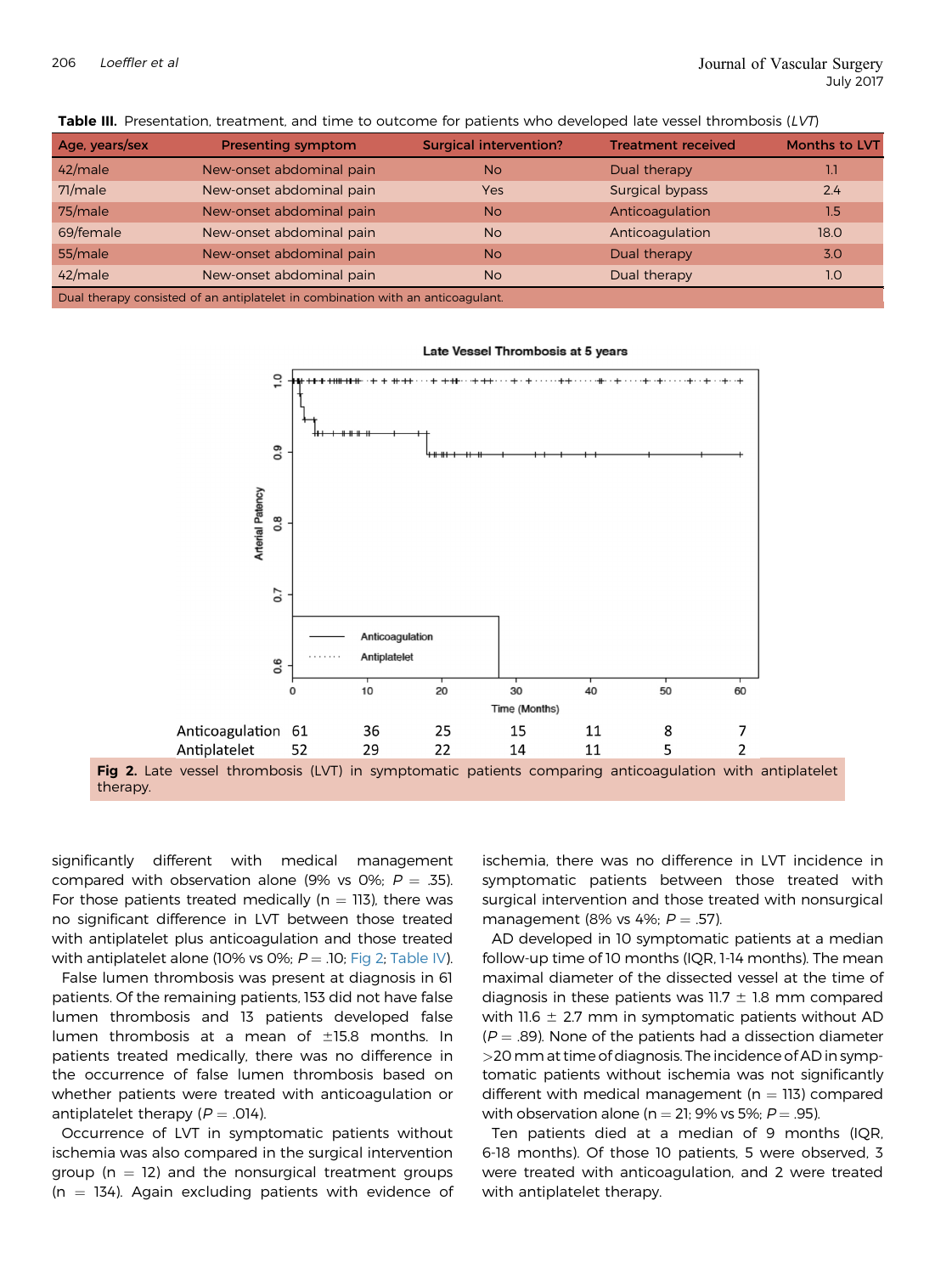**Table III.** Presentation, treatment, and time to outcome for patients who developed late vessel thrombosis (*LVT*)

| Age, years/sex | Presenting symptom | Surgical intervention? | Treatment received | Months to LVT |
|---|---|---|---|---|
| 42/male | New-onset abdominal pain | No | Dual therapy | 1.1 |
| 71/male | New-onset abdominal pain | Yes | Surgical bypass | 2.4 |
| 75/male | New-onset abdominal pain | No | Anticoagulation | 1.5 |
| 69/female | New-onset abdominal pain | No | Anticoagulation | 18.0 |
| 55/male | New-onset abdominal pain | No | Dual therapy | 3.0 |
| 42/male | New-onset abdominal pain | No | Dual therapy | 1.0 |

Dual therapy consisted of an antiplatelet in combination with an anticoagulant.

Late Vessel Thrombosis at 5 years

Arterial Patency

1.0
0.9
0.8
0.7
0.6

0 10 20 30 40 50 60

Time (Months)

Anticoagulation
Antiplatelet

Anticoagulation 61 36 25 15 11 8 7
Antiplatelet 52 29 22 14 11 5 2

**Fig 2.** Late vessel thrombosis (LVT) in symptomatic patients comparing anticoagulation with antiplatelet therapy.

significantly different with medical management compared with observation alone (9% vs 0%; $P = .35$). For those patients treated medically (n = 113), there was no significant difference in LVT between those treated with antiplatelet plus anticoagulation and those treated with antiplatelet alone (10% vs 0%; $P = .10$; Fig 2; Table IV).

False lumen thrombosis was present at diagnosis in 61 patients. Of the remaining patients, 153 did not have false lumen thrombosis and 13 patients developed false lumen thrombosis at a mean of ±15.8 months. In patients treated medically, there was no difference in the occurrence of false lumen thrombosis based on whether patients were treated with anticoagulation or antiplatelet therapy ($P = .014$).

Occurrence of LVT in symptomatic patients without ischemia was also compared in the surgical intervention group (n = 12) and the nonsurgical treatment groups (n = 134). Again excluding patients with evidence of ischemia, there was no difference in LVT incidence in symptomatic patients between those treated with surgical intervention and those treated with nonsurgical management (8% vs 4%; $P = .57$).

AD developed in 10 symptomatic patients at a median follow-up time of 10 months (IQR, 1-14 months). The mean maximal diameter of the dissected vessel at the time of diagnosis in these patients was 11.7 ± 1.8 mm compared with 11.6 ± 2.7 mm in symptomatic patients without AD ($P = .89$). None of the patients had a dissection diameter >20 mm at time of diagnosis. The incidence of AD in symptomatic patients without ischemia was not significantly different with medical management (n = 113) compared with observation alone (n = 21; 9% vs 5%; $P = .95$).

Ten patients died at a median of 9 months (IQR, 6-18 months). Of those 10 patients, 5 were observed, 3 were treated with anticoagulation, and 2 were treated with antiplatelet therapy.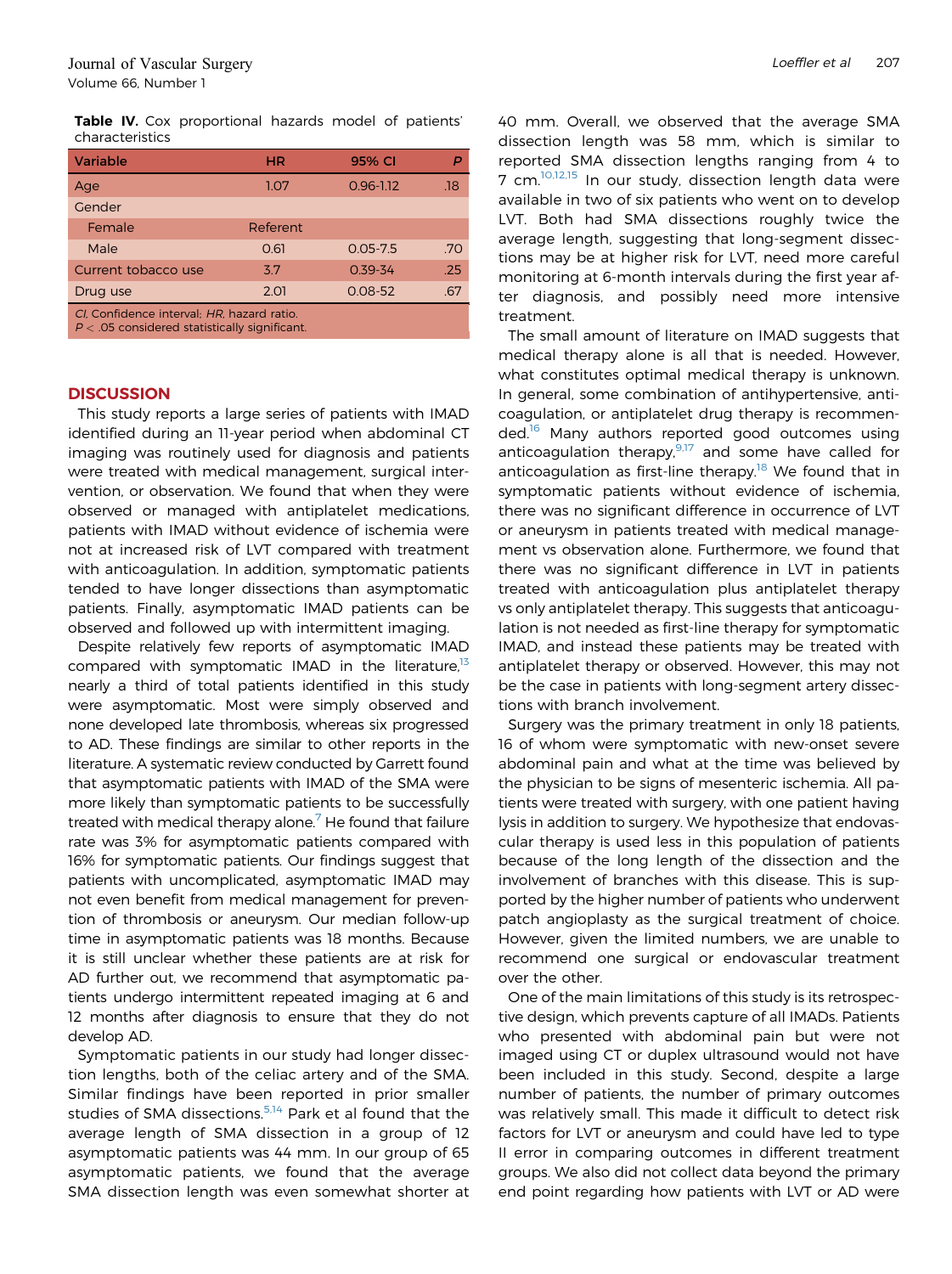**Table IV.** Cox proportional hazards model of patients' characteristics

| Variable | HR | 95% CI | P |
| --- | --- | --- | --- |
| Age | 1.07 | 0.96-1.12 | .18 |
| Gender | | | |
| Female | Referent | | |
| Male | 0.61 | 0.05-7.5 | .70 |
| Current tobacco use | 3.7 | 0.39-34 | .25 |
| Drug use | 2.01 | 0.08-52 | .67 |

*CI,* Confidence interval; *HR,* hazard ratio.
$P < .05$ considered statistically significant.

## DISCUSSION

This study reports a large series of patients with IMAD identified during an 11-year period when abdominal CT imaging was routinely used for diagnosis and patients were treated with medical management, surgical intervention, or observation. We found that when they were observed or managed with antiplatelet medications, patients with IMAD without evidence of ischemia were not at increased risk of LVT compared with treatment with anticoagulation. In addition, symptomatic patients tended to have longer dissections than asymptomatic patients. Finally, asymptomatic IMAD patients can be observed and followed up with intermittent imaging.

Despite relatively few reports of asymptomatic IMAD compared with symptomatic IMAD in the literature,[13] nearly a third of total patients identified in this study were asymptomatic. Most were simply observed and none developed late thrombosis, whereas six progressed to AD. These findings are similar to other reports in the literature. A systematic review conducted by Garrett found that asymptomatic patients with IMAD of the SMA were more likely than symptomatic patients to be successfully treated with medical therapy alone.[7] He found that failure rate was 3% for asymptomatic patients compared with 16% for symptomatic patients. Our findings suggest that patients with uncomplicated, asymptomatic IMAD may not even benefit from medical management for prevention of thrombosis or aneurysm. Our median follow-up time in asymptomatic patients was 18 months. Because it is still unclear whether these patients are at risk for AD further out, we recommend that asymptomatic patients undergo intermittent repeated imaging at 6 and 12 months after diagnosis to ensure that they do not develop AD.

Symptomatic patients in our study had longer dissection lengths, both of the celiac artery and of the SMA. Similar findings have been reported in prior smaller studies of SMA dissections.[5,14] Park et al found that the average length of SMA dissection in a group of 12 asymptomatic patients was 44 mm. In our group of 65 asymptomatic patients, we found that the average SMA dissection length was even somewhat shorter at 40 mm. Overall, we observed that the average SMA dissection length was 58 mm, which is similar to reported SMA dissection lengths ranging from 4 to 7 cm.[10,12,15] In our study, dissection length data were available in two of six patients who went on to develop LVT. Both had SMA dissections roughly twice the average length, suggesting that long-segment dissections may be at higher risk for LVT, need more careful monitoring at 6-month intervals during the first year after diagnosis, and possibly need more intensive treatment.

The small amount of literature on IMAD suggests that medical therapy alone is all that is needed. However, what constitutes optimal medical therapy is unknown. In general, some combination of antihypertensive, anticoagulation, or antiplatelet drug therapy is recommended.[16] Many authors reported good outcomes using anticoagulation therapy,[9,17] and some have called for anticoagulation as first-line therapy.[18] We found that in symptomatic patients without evidence of ischemia, there was no significant difference in occurrence of LVT or aneurysm in patients treated with medical management vs observation alone. Furthermore, we found that there was no significant difference in LVT in patients treated with anticoagulation plus antiplatelet therapy vs only antiplatelet therapy. This suggests that anticoagulation is not needed as first-line therapy for symptomatic IMAD, and instead these patients may be treated with antiplatelet therapy or observed. However, this may not be the case in patients with long-segment artery dissections with branch involvement.

Surgery was the primary treatment in only 18 patients, 16 of whom were symptomatic with new-onset severe abdominal pain and what at the time was believed by the physician to be signs of mesenteric ischemia. All patients were treated with surgery, with one patient having lysis in addition to surgery. We hypothesize that endovascular therapy is used less in this population of patients because of the long length of the dissection and the involvement of branches with this disease. This is supported by the higher number of patients who underwent patch angioplasty as the surgical treatment of choice. However, given the limited numbers, we are unable to recommend one surgical or endovascular treatment over the other.

One of the main limitations of this study is its retrospective design, which prevents capture of all IMADs. Patients who presented with abdominal pain but were not imaged using CT or duplex ultrasound would not have been included in this study. Second, despite a large number of patients, the number of primary outcomes was relatively small. This made it difficult to detect risk factors for LVT or aneurysm and could have led to type II error in comparing outcomes in different treatment groups. We also did not collect data beyond the primary end point regarding how patients with LVT or AD were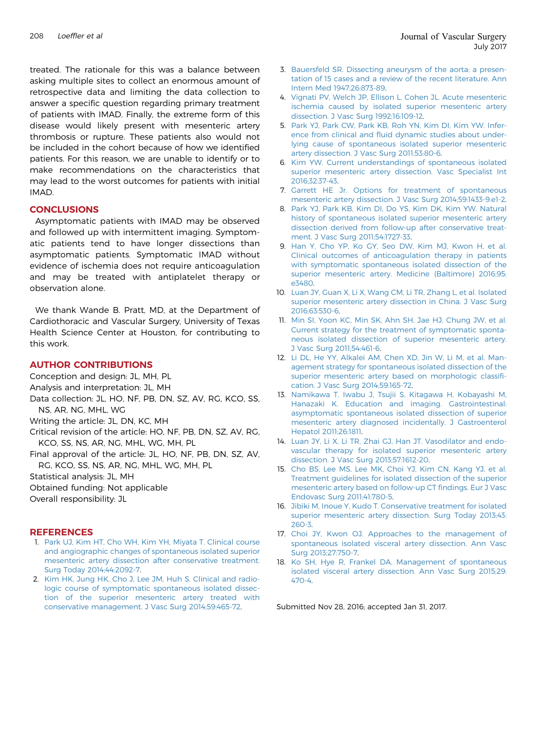treated. The rationale for this was a balance between asking multiple sites to collect an enormous amount of retrospective data and limiting the data collection to answer a specific question regarding primary treatment of patients with IMAD. Finally, the extreme form of this disease would likely present with mesenteric artery thrombosis or rupture. These patients also would not be included in the cohort because of how we identified patients. For this reason, we are unable to identify or to make recommendations on the characteristics that may lead to the worst outcomes for patients with initial IMAD.

## CONCLUSIONS

Asymptomatic patients with IMAD may be observed and followed up with intermittent imaging. Symptomatic patients tend to have longer dissections than asymptomatic patients. Symptomatic IMAD without evidence of ischemia does not require anticoagulation and may be treated with antiplatelet therapy or observation alone.

We thank Wande B. Pratt, MD, at the Department of Cardiothoracic and Vascular Surgery, University of Texas Health Science Center at Houston, for contributing to this work.

## AUTHOR CONTRIBUTIONS

Conception and design: JL, MH, PL
Analysis and interpretation: JL, MH
Data collection: JL, HO, NF, PB, DN, SZ, AV, RG, KCO, SS, NS, AR, NG, MHL, WG
Writing the article: JL, DN, KC, MH
Critical revision of the article: HO, NF, PB, DN, SZ, AV, RG, KCO, SS, NS, AR, NG, MHL, WG, MH, PL
Final approval of the article: JL, HO, NF, PB, DN, SZ, AV, RG, KCO, SS, NS, AR, NG, MHL, WG, MH, PL
Statistical analysis: JL, MH
Obtained funding: Not applicable
Overall responsibility: JL

## REFERENCES

1. Park UJ, Kim HT, Cho WH, Kim YH, Miyata T. Clinical course and angiographic changes of spontaneous isolated superior mesenteric artery dissection after conservative treatment. Surg Today 2014;44:2092-7.
2. Kim HK, Jung HK, Cho J, Lee JM, Huh S. Clinical and radiologic course of symptomatic spontaneous isolated dissection of the superior mesenteric artery treated with conservative management. J Vasc Surg 2014;59:465-72.
3. Bauersfeld SR. Dissecting aneurysm of the aorta; a presentation of 15 cases and a review of the recent literature. Ann Intern Med 1947;26:873-89.
4. Vignati PV, Welch JP, Ellison L, Cohen JL. Acute mesenteric ischemia caused by isolated superior mesenteric artery dissection. J Vasc Surg 1992;16:109-12.
5. Park YJ, Park CW, Park KB, Roh YN, Kim DI, Kim YW. Inference from clinical and fluid dynamic studies about underlying cause of spontaneous isolated superior mesenteric artery dissection. J Vasc Surg 2011;53:80-6.
6. Kim YW. Current understandings of spontaneous isolated superior mesenteric artery dissection. Vasc Specialist Int 2016;32:37-43.
7. Garrett HE Jr. Options for treatment of spontaneous mesenteric artery dissection. J Vasc Surg 2014;59:1433-9.e1-2.
8. Park YJ, Park KB, Kim DI, Do YS, Kim DK, Kim YW. Natural history of spontaneous isolated superior mesenteric artery dissection derived from follow-up after conservative treatment. J Vasc Surg 2011;54:1727-33.
9. Han Y, Cho YP, Ko GY, Seo DW, Kim MJ, Kwon H, et al. Clinical outcomes of anticoagulation therapy in patients with symptomatic spontaneous isolated dissection of the superior mesenteric artery. Medicine (Baltimore) 2016;95:e3480.
10. Luan JY, Guan X, Li X, Wang CM, Li TR, Zhang L, et al. Isolated superior mesenteric artery dissection in China. J Vasc Surg 2016;63:530-6.
11. Min SI, Yoon KC, Min SK, Ahn SH, Jae HJ, Chung JW, et al. Current strategy for the treatment of symptomatic spontaneous isolated dissection of superior mesenteric artery. J Vasc Surg 2011;54:461-6.
12. Li DL, He YY, Alkalei AM, Chen XD, Jin W, Li M, et al. Management strategy for spontaneous isolated dissection of the superior mesenteric artery based on morphologic classification. J Vasc Surg 2014;59:165-72.
13. Namikawa T, Iwabu J, Tsujii S, Kitagawa H, Kobayashi M, Hanazaki K. Education and imaging. Gastrointestinal: asymptomatic spontaneous isolated dissection of superior mesenteric artery diagnosed incidentally. J Gastroenterol Hepatol 2011;26:1811.
14. Luan JY, Li X, Li TR, Zhai GJ, Han JT. Vasodilator and endovascular therapy for isolated superior mesenteric artery dissection. J Vasc Surg 2013;57:1612-20.
15. Cho BS, Lee MS, Lee MK, Choi YJ, Kim CN, Kang YJ, et al. Treatment guidelines for isolated dissection of the superior mesenteric artery based on follow-up CT findings. Eur J Vasc Endovasc Surg 2011;41:780-5.
16. Jibiki M, Inoue Y, Kudo T. Conservative treatment for isolated superior mesenteric artery dissection. Surg Today 2013;43:260-3.
17. Choi JY, Kwon OJ. Approaches to the management of spontaneous isolated visceral artery dissection. Ann Vasc Surg 2013;27:750-7.
18. Ko SH, Hye R, Frankel DA. Management of spontaneous isolated visceral artery dissection. Ann Vasc Surg 2015;29:470-4.

Submitted Nov 28, 2016; accepted Jan 31, 2017.